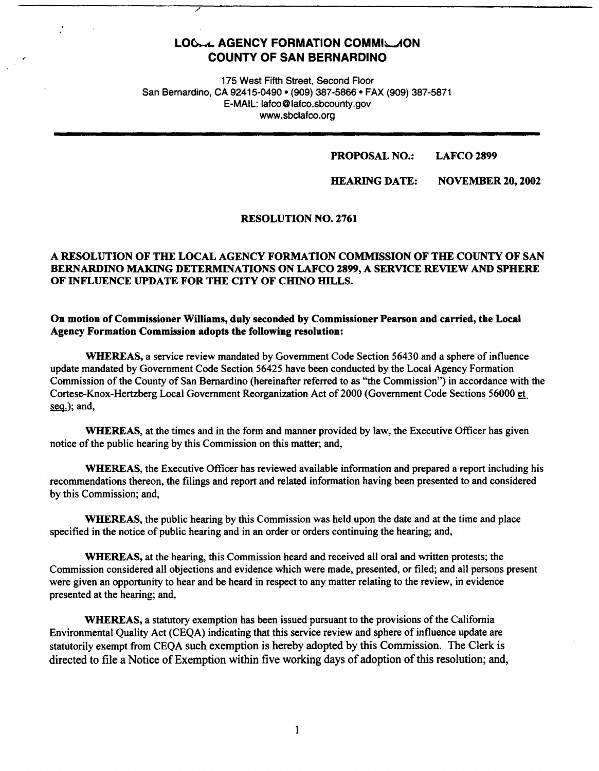# LOCAL AGENCY FORMATION COMMISSION
# COUNTY OF SAN BERNARDINO

175 West Fifth Street, Second Floor
San Bernardino, CA 92415-0490 • (909) 387-5866 • FAX (909) 387-5871
E-MAIL: lafco@lafco.sbcounty.gov
www.sbclafco.org

**PROPOSAL NO.: LAFCO 2899**

**HEARING DATE: NOVEMBER 20, 2002**

**RESOLUTION NO. 2761**

**A RESOLUTION OF THE LOCAL AGENCY FORMATION COMMISSION OF THE COUNTY OF SAN BERNARDINO MAKING DETERMINATIONS ON LAFCO 2899, A SERVICE REVIEW AND SPHERE OF INFLUENCE UPDATE FOR THE CITY OF CHINO HILLS.**

**On motion of Commissioner Williams, duly seconded by Commissioner Pearson and carried, the Local Agency Formation Commission adopts the following resolution:**

**WHEREAS,** a service review mandated by Government Code Section 56430 and a sphere of influence update mandated by Government Code Section 56425 have been conducted by the Local Agency Formation Commission of the County of San Bernardino (hereinafter referred to as "the Commission") in accordance with the Cortese-Knox-Hertzberg Local Government Reorganization Act of 2000 (Government Code Sections 56000 et seq.); and,

**WHEREAS,** at the times and in the form and manner provided by law, the Executive Officer has given notice of the public hearing by this Commission on this matter; and,

**WHEREAS,** the Executive Officer has reviewed available information and prepared a report including his recommendations thereon, the filings and report and related information having been presented to and considered by this Commission; and,

**WHEREAS,** the public hearing by this Commission was held upon the date and at the time and place specified in the notice of public hearing and in an order or orders continuing the hearing; and,

**WHEREAS,** at the hearing, this Commission heard and received all oral and written protests; the Commission considered all objections and evidence which were made, presented, or filed; and all persons present were given an opportunity to hear and be heard in respect to any matter relating to the review, in evidence presented at the hearing; and,

**WHEREAS,** a statutory exemption has been issued pursuant to the provisions of the California Environmental Quality Act (CEQA) indicating that this service review and sphere of influence update are statutorily exempt from CEQA such exemption is hereby adopted by this Commission. The Clerk is directed to file a Notice of Exemption within five working days of adoption of this resolution; and,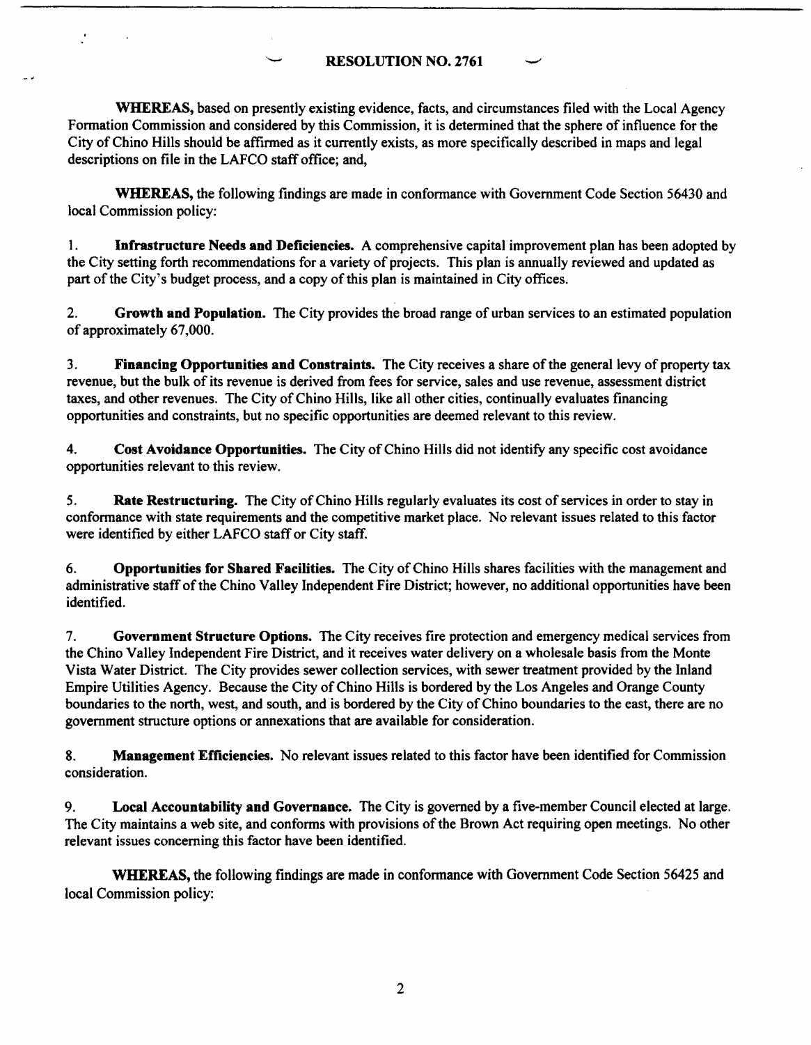**RESOLUTION NO. 2761**

**WHEREAS,** based on presently existing evidence, facts, and circumstances filed with the Local Agency Formation Commission and considered by this Commission, it is determined that the sphere of influence for the City of Chino Hills should be affirmed as it currently exists, as more specifically described in maps and legal descriptions on file in the LAFCO staff office; and,

**WHEREAS,** the following findings are made in conformance with Government Code Section 56430 and local Commission policy:

1. **Infrastructure Needs and Deficiencies.** A comprehensive capital improvement plan has been adopted by the City setting forth recommendations for a variety of projects. This plan is annually reviewed and updated as part of the City's budget process, and a copy of this plan is maintained in City offices.

2. **Growth and Population.** The City provides the broad range of urban services to an estimated population of approximately 67,000.

3. **Financing Opportunities and Constraints.** The City receives a share of the general levy of property tax revenue, but the bulk of its revenue is derived from fees for service, sales and use revenue, assessment district taxes, and other revenues. The City of Chino Hills, like all other cities, continually evaluates financing opportunities and constraints, but no specific opportunities are deemed relevant to this review.

4. **Cost Avoidance Opportunities.** The City of Chino Hills did not identify any specific cost avoidance opportunities relevant to this review.

5. **Rate Restructuring.** The City of Chino Hills regularly evaluates its cost of services in order to stay in conformance with state requirements and the competitive market place. No relevant issues related to this factor were identified by either LAFCO staff or City staff.

6. **Opportunities for Shared Facilities.** The City of Chino Hills shares facilities with the management and administrative staff of the Chino Valley Independent Fire District; however, no additional opportunities have been identified.

7. **Government Structure Options.** The City receives fire protection and emergency medical services from the Chino Valley Independent Fire District, and it receives water delivery on a wholesale basis from the Monte Vista Water District. The City provides sewer collection services, with sewer treatment provided by the Inland Empire Utilities Agency. Because the City of Chino Hills is bordered by the Los Angeles and Orange County boundaries to the north, west, and south, and is bordered by the City of Chino boundaries to the east, there are no government structure options or annexations that are available for consideration.

8. **Management Efficiencies.** No relevant issues related to this factor have been identified for Commission consideration.

9. **Local Accountability and Governance.** The City is governed by a five-member Council elected at large. The City maintains a web site, and conforms with provisions of the Brown Act requiring open meetings. No other relevant issues concerning this factor have been identified.

**WHEREAS,** the following findings are made in conformance with Government Code Section 56425 and local Commission policy: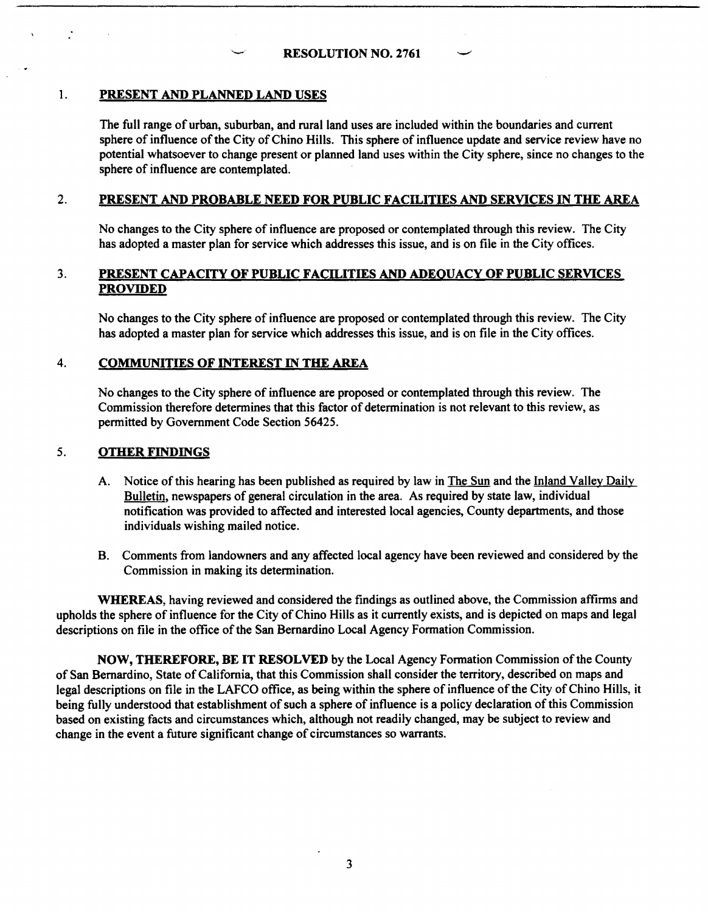**RESOLUTION NO. 2761**

1. **PRESENT AND PLANNED LAND USES**

   The full range of urban, suburban, and rural land uses are included within the boundaries and current sphere of influence of the City of Chino Hills. This sphere of influence update and service review have no potential whatsoever to change present or planned land uses within the City sphere, since no changes to the sphere of influence are contemplated.

2. **PRESENT AND PROBABLE NEED FOR PUBLIC FACILITIES AND SERVICES IN THE AREA**

   No changes to the City sphere of influence are proposed or contemplated through this review. The City has adopted a master plan for service which addresses this issue, and is on file in the City offices.

3. **PRESENT CAPACITY OF PUBLIC FACILITIES AND ADEQUACY OF PUBLIC SERVICES PROVIDED**

   No changes to the City sphere of influence are proposed or contemplated through this review. The City has adopted a master plan for service which addresses this issue, and is on file in the City offices.

4. **COMMUNITIES OF INTEREST IN THE AREA**

   No changes to the City sphere of influence are proposed or contemplated through this review. The Commission therefore determines that this factor of determination is not relevant to this review, as permitted by Government Code Section 56425.

5. **OTHER FINDINGS**

   A. Notice of this hearing has been published as required by law in The Sun and the Inland Valley Daily Bulletin, newspapers of general circulation in the area. As required by state law, individual notification was provided to affected and interested local agencies, County departments, and those individuals wishing mailed notice.

   B. Comments from landowners and any affected local agency have been reviewed and considered by the Commission in making its determination.

**WHEREAS**, having reviewed and considered the findings as outlined above, the Commission affirms and upholds the sphere of influence for the City of Chino Hills as it currently exists, and is depicted on maps and legal descriptions on file in the office of the San Bernardino Local Agency Formation Commission.

**NOW, THEREFORE, BE IT RESOLVED** by the Local Agency Formation Commission of the County of San Bernardino, State of California, that this Commission shall consider the territory, described on maps and legal descriptions on file in the LAFCO office, as being within the sphere of influence of the City of Chino Hills, it being fully understood that establishment of such a sphere of influence is a policy declaration of this Commission based on existing facts and circumstances which, although not readily changed, may be subject to review and change in the event a future significant change of circumstances so warrants.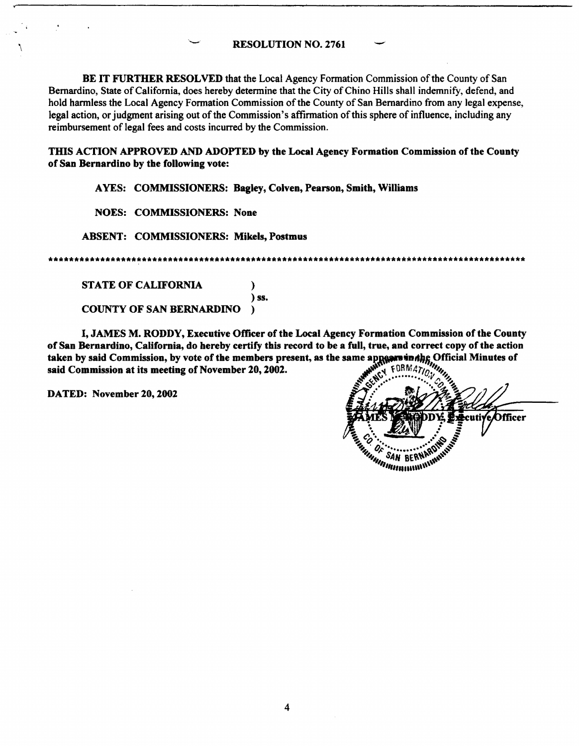**RESOLUTION NO. 2761**

**BE IT FURTHER RESOLVED** that the Local Agency Formation Commission of the County of San Bernardino, State of California, does hereby determine that the City of Chino Hills shall indemnify, defend, and hold harmless the Local Agency Formation Commission of the County of San Bernardino from any legal expense, legal action, or judgment arising out of the Commission's affirmation of this sphere of influence, including any reimbursement of legal fees and costs incurred by the Commission.

**THIS ACTION APPROVED AND ADOPTED by the Local Agency Formation Commission of the County of San Bernardino by the following vote:**

**AYES: COMMISSIONERS: Bagley, Colven, Pearson, Smith, Williams**

**NOES: COMMISSIONERS: None**

**ABSENT: COMMISSIONERS: Mikels, Postmus**

*****************************************************************************************************

**STATE OF CALIFORNIA )**
**) ss.**
**COUNTY OF SAN BERNARDINO )**

**I, JAMES M. RODDY, Executive Officer of the Local Agency Formation Commission of the County of San Bernardino, California, do hereby certify this record to be a full, true, and correct copy of the action taken by said Commission, by vote of the members present, as the same appears in the Official Minutes of said Commission at its meeting of November 20, 2002.**

**DATED: November 20, 2002**

**JAMES M. RODDY, Executive Officer**